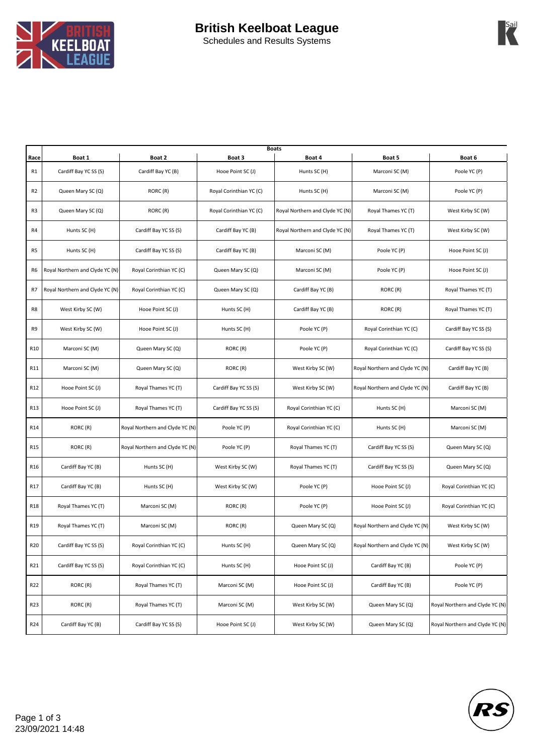# British Keelboat League

Schedules and Results Systems

| Race | Boats | | | | | |
|---|---|---|---|---|---|---|
| | Boat 1 | Boat 2 | Boat 3 | Boat 4 | Boat 5 | Boat 6 |
| R1 | Cardiff Bay YC SS (S) | Cardiff Bay YC (B) | Hooe Point SC (J) | Hunts SC (H) | Marconi SC (M) | Poole YC (P) |
| R2 | Queen Mary SC (Q) | RORC (R) | Royal Corinthian YC (C) | Hunts SC (H) | Marconi SC (M) | Poole YC (P) |
| R3 | Queen Mary SC (Q) | RORC (R) | Royal Corinthian YC (C) | Royal Northern and Clyde YC (N) | Royal Thames YC (T) | West Kirby SC (W) |
| R4 | Hunts SC (H) | Cardiff Bay YC SS (S) | Cardiff Bay YC (B) | Royal Northern and Clyde YC (N) | Royal Thames YC (T) | West Kirby SC (W) |
| R5 | Hunts SC (H) | Cardiff Bay YC SS (S) | Cardiff Bay YC (B) | Marconi SC (M) | Poole YC (P) | Hooe Point SC (J) |
| R6 | Royal Northern and Clyde YC (N) | Royal Corinthian YC (C) | Queen Mary SC (Q) | Marconi SC (M) | Poole YC (P) | Hooe Point SC (J) |
| R7 | Royal Northern and Clyde YC (N) | Royal Corinthian YC (C) | Queen Mary SC (Q) | Cardiff Bay YC (B) | RORC (R) | Royal Thames YC (T) |
| R8 | West Kirby SC (W) | Hooe Point SC (J) | Hunts SC (H) | Cardiff Bay YC (B) | RORC (R) | Royal Thames YC (T) |
| R9 | West Kirby SC (W) | Hooe Point SC (J) | Hunts SC (H) | Poole YC (P) | Royal Corinthian YC (C) | Cardiff Bay YC SS (S) |
| R10 | Marconi SC (M) | Queen Mary SC (Q) | RORC (R) | Poole YC (P) | Royal Corinthian YC (C) | Cardiff Bay YC SS (S) |
| R11 | Marconi SC (M) | Queen Mary SC (Q) | RORC (R) | West Kirby SC (W) | Royal Northern and Clyde YC (N) | Cardiff Bay YC (B) |
| R12 | Hooe Point SC (J) | Royal Thames YC (T) | Cardiff Bay YC SS (S) | West Kirby SC (W) | Royal Northern and Clyde YC (N) | Cardiff Bay YC (B) |
| R13 | Hooe Point SC (J) | Royal Thames YC (T) | Cardiff Bay YC SS (S) | Royal Corinthian YC (C) | Hunts SC (H) | Marconi SC (M) |
| R14 | RORC (R) | Royal Northern and Clyde YC (N) | Poole YC (P) | Royal Corinthian YC (C) | Hunts SC (H) | Marconi SC (M) |
| R15 | RORC (R) | Royal Northern and Clyde YC (N) | Poole YC (P) | Royal Thames YC (T) | Cardiff Bay YC SS (S) | Queen Mary SC (Q) |
| R16 | Cardiff Bay YC (B) | Hunts SC (H) | West Kirby SC (W) | Royal Thames YC (T) | Cardiff Bay YC SS (S) | Queen Mary SC (Q) |
| R17 | Cardiff Bay YC (B) | Hunts SC (H) | West Kirby SC (W) | Poole YC (P) | Hooe Point SC (J) | Royal Corinthian YC (C) |
| R18 | Royal Thames YC (T) | Marconi SC (M) | RORC (R) | Poole YC (P) | Hooe Point SC (J) | Royal Corinthian YC (C) |
| R19 | Royal Thames YC (T) | Marconi SC (M) | RORC (R) | Queen Mary SC (Q) | Royal Northern and Clyde YC (N) | West Kirby SC (W) |
| R20 | Cardiff Bay YC SS (S) | Royal Corinthian YC (C) | Hunts SC (H) | Queen Mary SC (Q) | Royal Northern and Clyde YC (N) | West Kirby SC (W) |
| R21 | Cardiff Bay YC SS (S) | Royal Corinthian YC (C) | Hunts SC (H) | Hooe Point SC (J) | Cardiff Bay YC (B) | Poole YC (P) |
| R22 | RORC (R) | Royal Thames YC (T) | Marconi SC (M) | Hooe Point SC (J) | Cardiff Bay YC (B) | Poole YC (P) |
| R23 | RORC (R) | Royal Thames YC (T) | Marconi SC (M) | West Kirby SC (W) | Queen Mary SC (Q) | Royal Northern and Clyde YC (N) |
| R24 | Cardiff Bay YC (B) | Cardiff Bay YC SS (S) | Hooe Point SC (J) | West Kirby SC (W) | Queen Mary SC (Q) | Royal Northern and Clyde YC (N) |

23/09/2021 14:48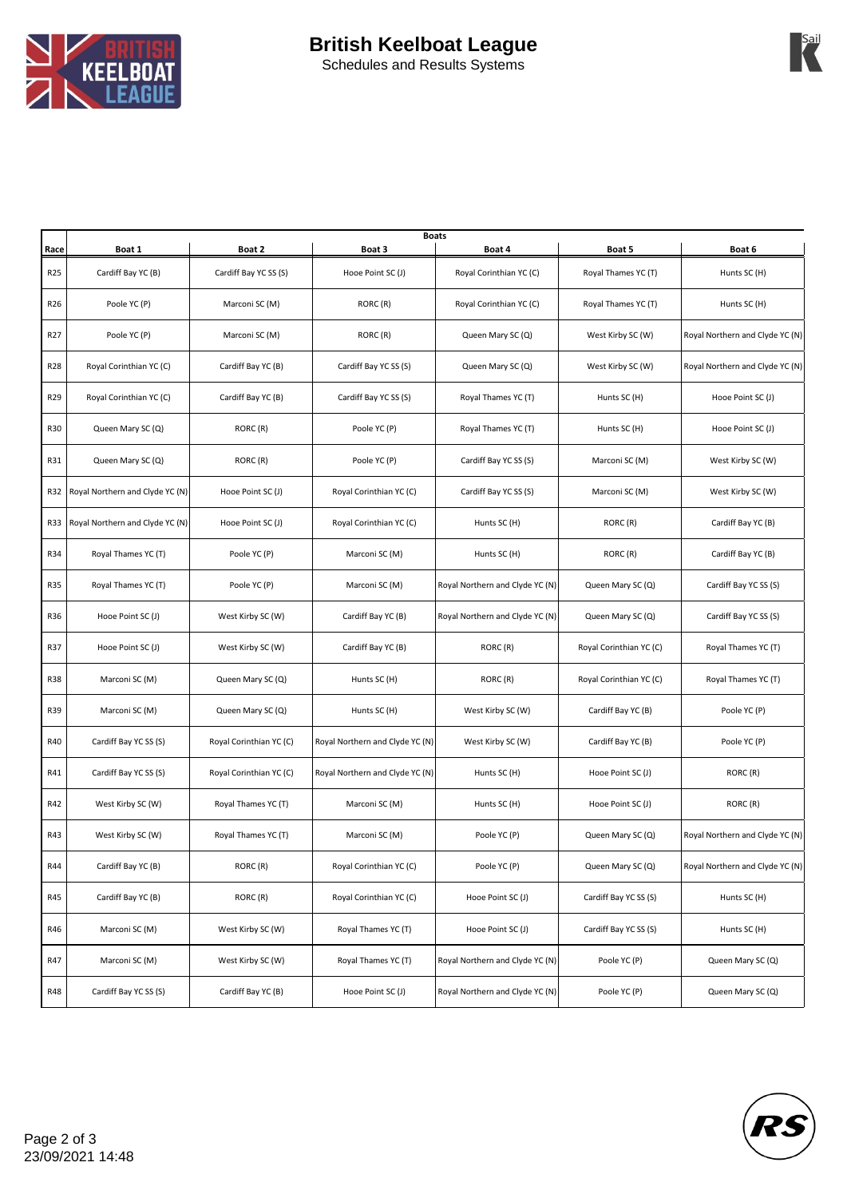# British Keelboat League

Schedules and Results Systems

| Race | Boats | | | | | |
|---|---|---|---|---|---|---|
| | Boat 1 | Boat 2 | Boat 3 | Boat 4 | Boat 5 | Boat 6 |
| R25 | Cardiff Bay YC (B) | Cardiff Bay YC SS (S) | Hooe Point SC (J) | Royal Corinthian YC (C) | Royal Thames YC (T) | Hunts SC (H) |
| R26 | Poole YC (P) | Marconi SC (M) | RORC (R) | Royal Corinthian YC (C) | Royal Thames YC (T) | Hunts SC (H) |
| R27 | Poole YC (P) | Marconi SC (M) | RORC (R) | Queen Mary SC (Q) | West Kirby SC (W) | Royal Northern and Clyde YC (N) |
| R28 | Royal Corinthian YC (C) | Cardiff Bay YC (B) | Cardiff Bay YC SS (S) | Queen Mary SC (Q) | West Kirby SC (W) | Royal Northern and Clyde YC (N) |
| R29 | Royal Corinthian YC (C) | Cardiff Bay YC (B) | Cardiff Bay YC SS (S) | Royal Thames YC (T) | Hunts SC (H) | Hooe Point SC (J) |
| R30 | Queen Mary SC (Q) | RORC (R) | Poole YC (P) | Royal Thames YC (T) | Hunts SC (H) | Hooe Point SC (J) |
| R31 | Queen Mary SC (Q) | RORC (R) | Poole YC (P) | Cardiff Bay YC SS (S) | Marconi SC (M) | West Kirby SC (W) |
| R32 | Royal Northern and Clyde YC (N) | Hooe Point SC (J) | Royal Corinthian YC (C) | Cardiff Bay YC SS (S) | Marconi SC (M) | West Kirby SC (W) |
| R33 | Royal Northern and Clyde YC (N) | Hooe Point SC (J) | Royal Corinthian YC (C) | Hunts SC (H) | RORC (R) | Cardiff Bay YC (B) |
| R34 | Royal Thames YC (T) | Poole YC (P) | Marconi SC (M) | Hunts SC (H) | RORC (R) | Cardiff Bay YC (B) |
| R35 | Royal Thames YC (T) | Poole YC (P) | Marconi SC (M) | Royal Northern and Clyde YC (N) | Queen Mary SC (Q) | Cardiff Bay YC SS (S) |
| R36 | Hooe Point SC (J) | West Kirby SC (W) | Cardiff Bay YC (B) | Royal Northern and Clyde YC (N) | Queen Mary SC (Q) | Cardiff Bay YC SS (S) |
| R37 | Hooe Point SC (J) | West Kirby SC (W) | Cardiff Bay YC (B) | RORC (R) | Royal Corinthian YC (C) | Royal Thames YC (T) |
| R38 | Marconi SC (M) | Queen Mary SC (Q) | Hunts SC (H) | RORC (R) | Royal Corinthian YC (C) | Royal Thames YC (T) |
| R39 | Marconi SC (M) | Queen Mary SC (Q) | Hunts SC (H) | West Kirby SC (W) | Cardiff Bay YC (B) | Poole YC (P) |
| R40 | Cardiff Bay YC SS (S) | Royal Corinthian YC (C) | Royal Northern and Clyde YC (N) | West Kirby SC (W) | Cardiff Bay YC (B) | Poole YC (P) |
| R41 | Cardiff Bay YC SS (S) | Royal Corinthian YC (C) | Royal Northern and Clyde YC (N) | Hunts SC (H) | Hooe Point SC (J) | RORC (R) |
| R42 | West Kirby SC (W) | Royal Thames YC (T) | Marconi SC (M) | Hunts SC (H) | Hooe Point SC (J) | RORC (R) |
| R43 | West Kirby SC (W) | Royal Thames YC (T) | Marconi SC (M) | Poole YC (P) | Queen Mary SC (Q) | Royal Northern and Clyde YC (N) |
| R44 | Cardiff Bay YC (B) | RORC (R) | Royal Corinthian YC (C) | Poole YC (P) | Queen Mary SC (Q) | Royal Northern and Clyde YC (N) |
| R45 | Cardiff Bay YC (B) | RORC (R) | Royal Corinthian YC (C) | Hooe Point SC (J) | Cardiff Bay YC SS (S) | Hunts SC (H) |
| R46 | Marconi SC (M) | West Kirby SC (W) | Royal Thames YC (T) | Hooe Point SC (J) | Cardiff Bay YC SS (S) | Hunts SC (H) |
| R47 | Marconi SC (M) | West Kirby SC (W) | Royal Thames YC (T) | Royal Northern and Clyde YC (N) | Poole YC (P) | Queen Mary SC (Q) |
| R48 | Cardiff Bay YC SS (S) | Cardiff Bay YC (B) | Hooe Point SC (J) | Royal Northern and Clyde YC (N) | Poole YC (P) | Queen Mary SC (Q) |

23/09/2021 14:48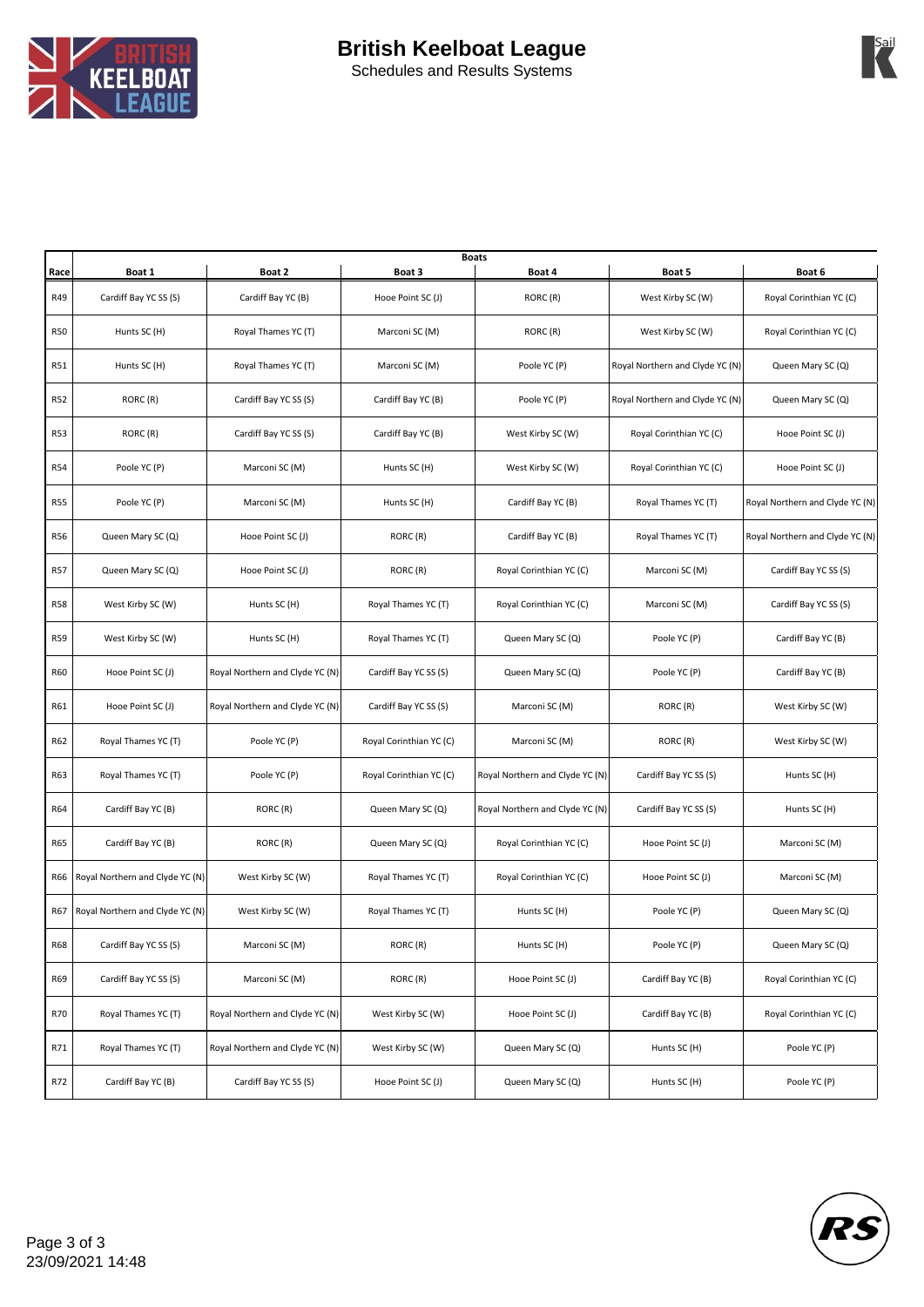# British Keelboat League

Schedules and Results Systems

| Race | Boats | | | | | |
|---|---|---|---|---|---|---|
| | Boat 1 | Boat 2 | Boat 3 | Boat 4 | Boat 5 | Boat 6 |
| R49 | Cardiff Bay YC SS (S) | Cardiff Bay YC (B) | Hooe Point SC (J) | RORC (R) | West Kirby SC (W) | Royal Corinthian YC (C) |
| R50 | Hunts SC (H) | Royal Thames YC (T) | Marconi SC (M) | RORC (R) | West Kirby SC (W) | Royal Corinthian YC (C) |
| R51 | Hunts SC (H) | Royal Thames YC (T) | Marconi SC (M) | Poole YC (P) | Royal Northern and Clyde YC (N) | Queen Mary SC (Q) |
| R52 | RORC (R) | Cardiff Bay YC SS (S) | Cardiff Bay YC (B) | Poole YC (P) | Royal Northern and Clyde YC (N) | Queen Mary SC (Q) |
| R53 | RORC (R) | Cardiff Bay YC SS (S) | Cardiff Bay YC (B) | West Kirby SC (W) | Royal Corinthian YC (C) | Hooe Point SC (J) |
| R54 | Poole YC (P) | Marconi SC (M) | Hunts SC (H) | West Kirby SC (W) | Royal Corinthian YC (C) | Hooe Point SC (J) |
| R55 | Poole YC (P) | Marconi SC (M) | Hunts SC (H) | Cardiff Bay YC (B) | Royal Thames YC (T) | Royal Northern and Clyde YC (N) |
| R56 | Queen Mary SC (Q) | Hooe Point SC (J) | RORC (R) | Cardiff Bay YC (B) | Royal Thames YC (T) | Royal Northern and Clyde YC (N) |
| R57 | Queen Mary SC (Q) | Hooe Point SC (J) | RORC (R) | Royal Corinthian YC (C) | Marconi SC (M) | Cardiff Bay YC SS (S) |
| R58 | West Kirby SC (W) | Hunts SC (H) | Royal Thames YC (T) | Royal Corinthian YC (C) | Marconi SC (M) | Cardiff Bay YC SS (S) |
| R59 | West Kirby SC (W) | Hunts SC (H) | Royal Thames YC (T) | Queen Mary SC (Q) | Poole YC (P) | Cardiff Bay YC (B) |
| R60 | Hooe Point SC (J) | Royal Northern and Clyde YC (N) | Cardiff Bay YC SS (S) | Queen Mary SC (Q) | Poole YC (P) | Cardiff Bay YC (B) |
| R61 | Hooe Point SC (J) | Royal Northern and Clyde YC (N) | Cardiff Bay YC SS (S) | Marconi SC (M) | RORC (R) | West Kirby SC (W) |
| R62 | Royal Thames YC (T) | Poole YC (P) | Royal Corinthian YC (C) | Marconi SC (M) | RORC (R) | West Kirby SC (W) |
| R63 | Royal Thames YC (T) | Poole YC (P) | Royal Corinthian YC (C) | Royal Northern and Clyde YC (N) | Cardiff Bay YC SS (S) | Hunts SC (H) |
| R64 | Cardiff Bay YC (B) | RORC (R) | Queen Mary SC (Q) | Royal Northern and Clyde YC (N) | Cardiff Bay YC SS (S) | Hunts SC (H) |
| R65 | Cardiff Bay YC (B) | RORC (R) | Queen Mary SC (Q) | Royal Corinthian YC (C) | Hooe Point SC (J) | Marconi SC (M) |
| R66 | Royal Northern and Clyde YC (N) | West Kirby SC (W) | Royal Thames YC (T) | Royal Corinthian YC (C) | Hooe Point SC (J) | Marconi SC (M) |
| R67 | Royal Northern and Clyde YC (N) | West Kirby SC (W) | Royal Thames YC (T) | Hunts SC (H) | Poole YC (P) | Queen Mary SC (Q) |
| R68 | Cardiff Bay YC SS (S) | Marconi SC (M) | RORC (R) | Hunts SC (H) | Poole YC (P) | Queen Mary SC (Q) |
| R69 | Cardiff Bay YC SS (S) | Marconi SC (M) | RORC (R) | Hooe Point SC (J) | Cardiff Bay YC (B) | Royal Corinthian YC (C) |
| R70 | Royal Thames YC (T) | Royal Northern and Clyde YC (N) | West Kirby SC (W) | Hooe Point SC (J) | Cardiff Bay YC (B) | Royal Corinthian YC (C) |
| R71 | Royal Thames YC (T) | Royal Northern and Clyde YC (N) | West Kirby SC (W) | Queen Mary SC (Q) | Hunts SC (H) | Poole YC (P) |
| R72 | Cardiff Bay YC (B) | Cardiff Bay YC SS (S) | Hooe Point SC (J) | Queen Mary SC (Q) | Hunts SC (H) | Poole YC (P) |

23/09/2021 14:48